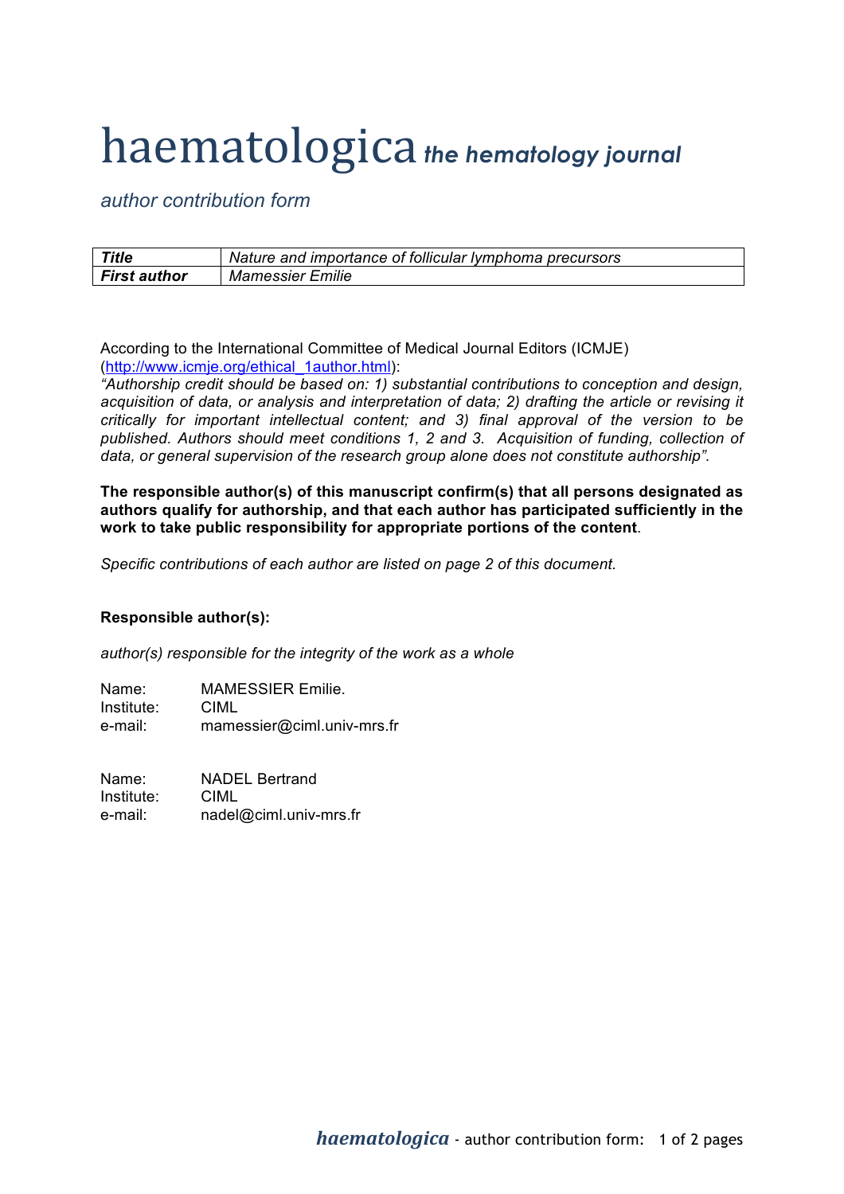# haematologica *the hematology journal*

*author contribution form*

| *Title* | *Nature and importance of follicular lymphoma precursors* |
|---|---|
| ***First author*** | *Mamessier Emilie* |

According to the International Committee of Medical Journal Editors (ICMJE) (http://www.icmje.org/ethical_1author.html):

*"Authorship credit should be based on: 1) substantial contributions to conception and design, acquisition of data, or analysis and interpretation of data; 2) drafting the article or revising it critically for important intellectual content; and 3) final approval of the version to be published. Authors should meet conditions 1, 2 and 3. Acquisition of funding, collection of data, or general supervision of the research group alone does not constitute authorship".*

**The responsible author(s) of this manuscript confirm(s) that all persons designated as authors qualify for authorship, and that each author has participated sufficiently in the work to take public responsibility for appropriate portions of the content**.

*Specific contributions of each author are listed on page 2 of this document.*

**Responsible author(s):**

*author(s) responsible for the integrity of the work as a whole*

Name: MAMESSIER Emilie.
Institute: CIML
e-mail: mamessier@ciml.univ-mrs.fr

Name: NADEL Bertrand
Institute: CIML
e-mail: nadel@ciml.univ-mrs.fr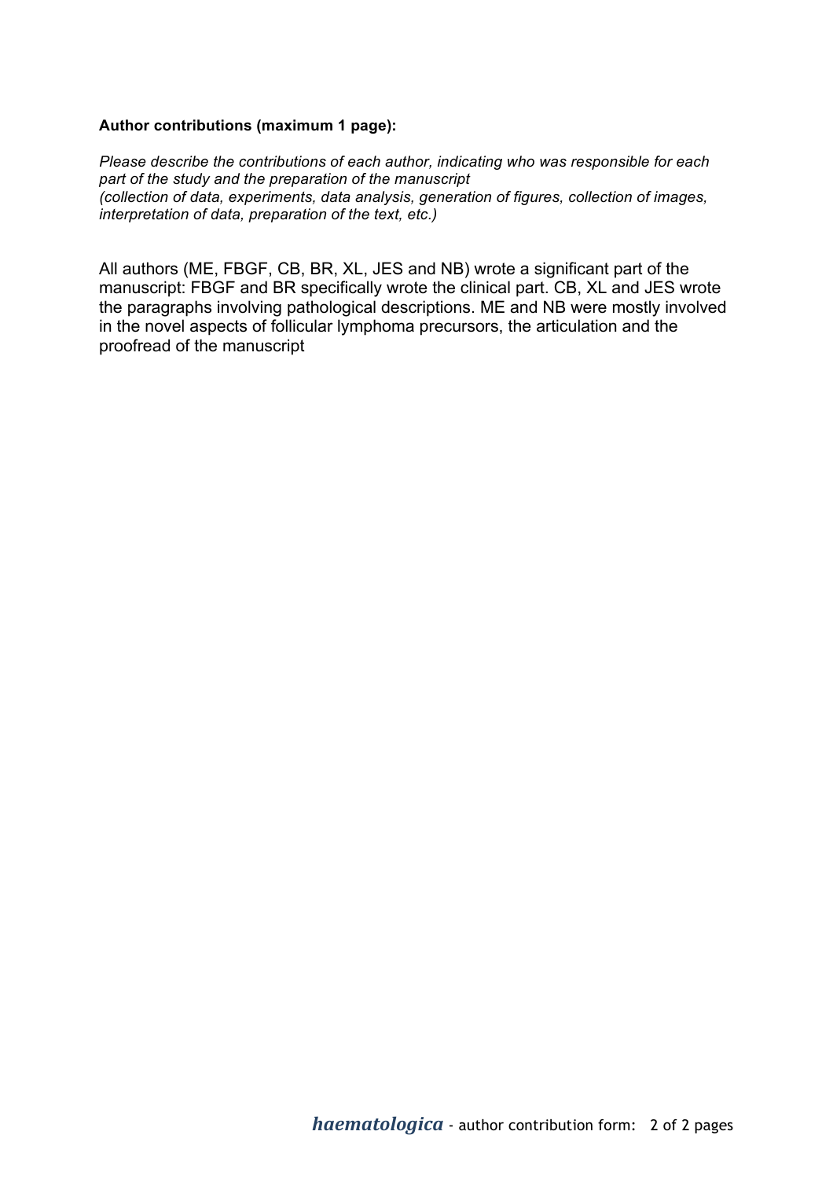**Author contributions (maximum 1 page):**

*Please describe the contributions of each author, indicating who was responsible for each part of the study and the preparation of the manuscript (collection of data, experiments, data analysis, generation of figures, collection of images, interpretation of data, preparation of the text, etc.)*

All authors (ME, FBGF, CB, BR, XL, JES and NB) wrote a significant part of the manuscript: FBGF and BR specifically wrote the clinical part. CB, XL and JES wrote the paragraphs involving pathological descriptions. ME and NB were mostly involved in the novel aspects of follicular lymphoma precursors, the articulation and the proofread of the manuscript